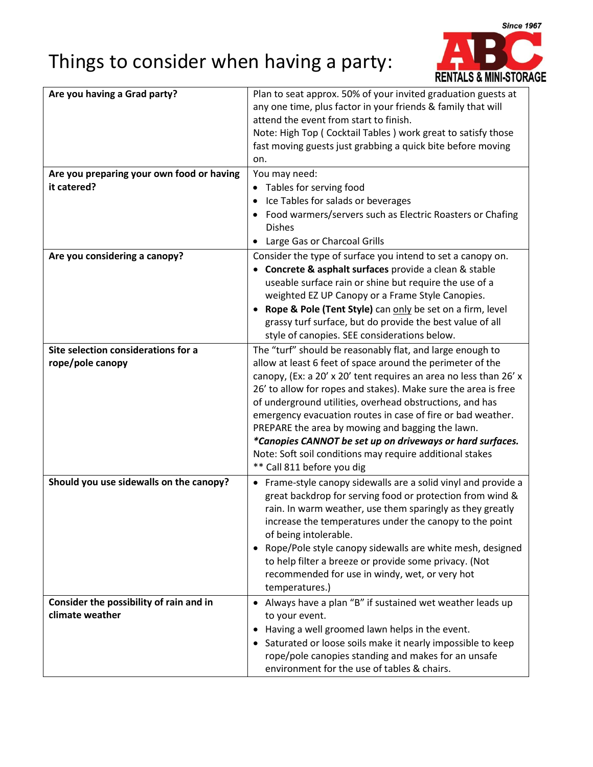# Things to consider when having a party:

Since 1967
ABC RENTALS & MINI-STORAGE

| | |
|---|---|
| **Are you having a Grad party?** | Plan to seat approx. 50% of your invited graduation guests at any one time, plus factor in your friends & family that will attend the event from start to finish.<br>Note: High Top ( Cocktail Tables ) work great to satisfy those fast moving guests just grabbing a quick bite before moving on. |
| **Are you preparing your own food or having it catered?** | You may need:<br>• Tables for serving food<br>• Ice Tables for salads or beverages<br>• Food warmers/servers such as Electric Roasters or Chafing Dishes<br>• Large Gas or Charcoal Grills |
| **Are you considering a canopy?** | Consider the type of surface you intend to set a canopy on.<br>• **Concrete & asphalt surfaces** provide a clean & stable useable surface rain or shine but require the use of a weighted EZ UP Canopy or a Frame Style Canopies.<br>• **Rope & Pole (Tent Style)** can <u>only</u> be set on a firm, level grassy turf surface, but do provide the best value of all style of canopies. SEE considerations below. |
| **Site selection considerations for a rope/pole canopy** | The "turf" should be reasonably flat, and large enough to allow at least 6 feet of space around the perimeter of the canopy, (Ex: a 20' x 20' tent requires an area no less than 26' x 26' to allow for ropes and stakes). Make sure the area is free of underground utilities, overhead obstructions, and has emergency evacuation routes in case of fire or bad weather. PREPARE the area by mowing and bagging the lawn.<br>***Canopies CANNOT be set up on driveways or hard surfaces.***<br>Note: Soft soil conditions may require additional stakes<br>** Call 811 before you dig |
| **Should you use sidewalls on the canopy?** | • Frame-style canopy sidewalls are a solid vinyl and provide a great backdrop for serving food or protection from wind & rain. In warm weather, use them sparingly as they greatly increase the temperatures under the canopy to the point of being intolerable.<br>• Rope/Pole style canopy sidewalls are white mesh, designed to help filter a breeze or provide some privacy. (Not recommended for use in windy, wet, or very hot temperatures.) |
| **Consider the possibility of rain and in climate weather** | • Always have a plan "B" if sustained wet weather leads up to your event.<br>• Having a well groomed lawn helps in the event.<br>• Saturated or loose soils make it nearly impossible to keep rope/pole canopies standing and makes for an unsafe environment for the use of tables & chairs. |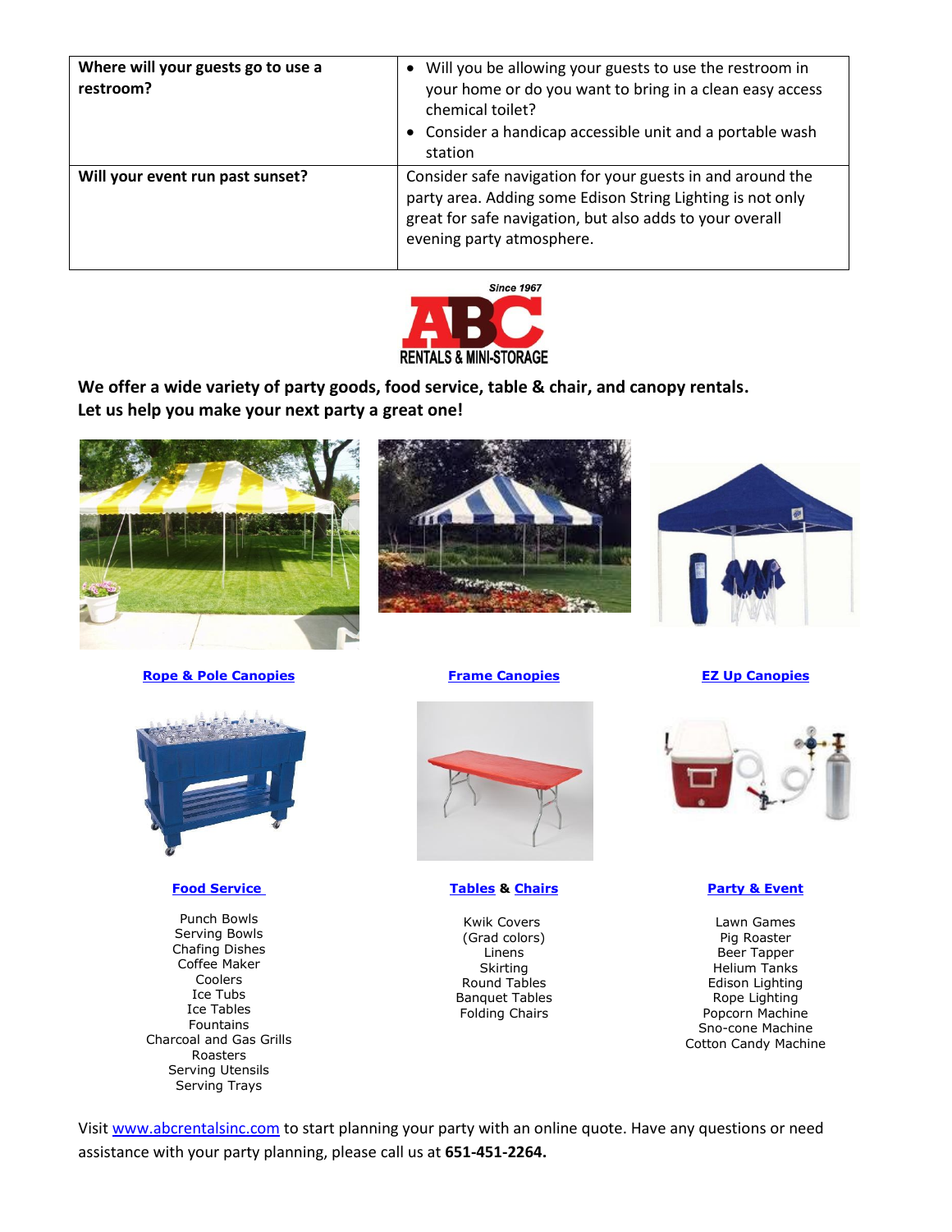| | |
|---|---|
| **Where will your guests go to use a restroom?** | • Will you be allowing your guests to use the restroom in your home or do you want to bring in a clean easy access chemical toilet?<br>• Consider a handicap accessible unit and a portable wash station |
| **Will your event run past sunset?** | Consider safe navigation for your guests in and around the party area. Adding some Edison String Lighting is not only great for safe navigation, but also adds to your overall evening party atmosphere. |

Since 1967

ABC RENTALS & MINI-STORAGE

**We offer a wide variety of party goods, food service, table & chair, and canopy rentals. Let us help you make your next party a great one!**

**Rope & Pole Canopies**

**Frame Canopies**

**EZ Up Canopies**

**Food Service**

Punch Bowls
Serving Bowls
Chafing Dishes
Coffee Maker
Coolers
Ice Tubs
Ice Tables
Fountains
Charcoal and Gas Grills
Roasters
Serving Utensils
Serving Trays

**Tables & Chairs**

Kwik Covers
(Grad colors)
Linens
Skirting
Round Tables
Banquet Tables
Folding Chairs

**Party & Event**

Lawn Games
Pig Roaster
Beer Tapper
Helium Tanks
Edison Lighting
Rope Lighting
Popcorn Machine
Sno-cone Machine
Cotton Candy Machine

Visit www.abcrentalsinc.com to start planning your party with an online quote. Have any questions or need assistance with your party planning, please call us at **651-451-2264.**